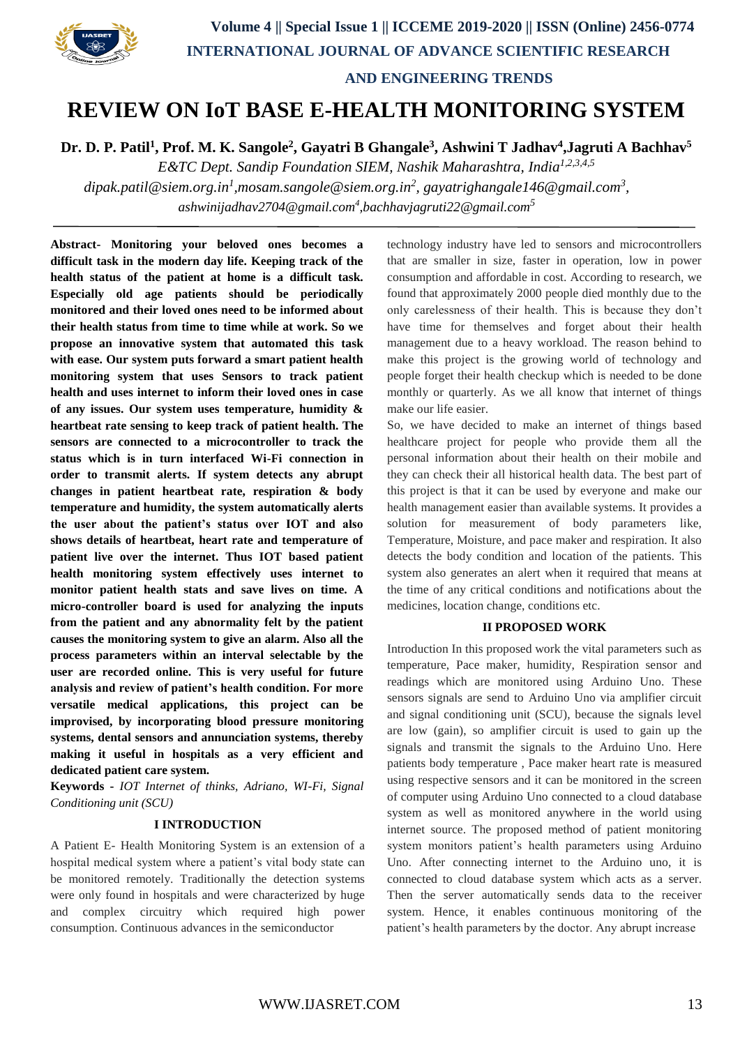# REVIEW ON IoT BASE E-HEALTH MONITORING SYSTEM

**Dr. D. P. Patil[1], Prof. M. K. Sangole[2], Gayatri B Ghangale[3], Ashwini T Jadhav[4], Jagruti A Bachhav[5]**

*E&TC Dept. Sandip Foundation SIEM, Nashik Maharashtra, India[1,2,3,4,5]*

*dipak.patil@siem.org.in[1], mosam.sangole@siem.org.in[2], gayatrighangale146@gmail.com[3], ashwinijadhav2704@gmail.com[4], bachhavjagruti22@gmail.com[5]*

**Abstract- Monitoring your beloved ones becomes a difficult task in the modern day life. Keeping track of the health status of the patient at home is a difficult task. Especially old age patients should be periodically monitored and their loved ones need to be informed about their health status from time to time while at work. So we propose an innovative system that automated this task with ease. Our system puts forward a smart patient health monitoring system that uses Sensors to track patient health and uses internet to inform their loved ones in case of any issues. Our system uses temperature, humidity & heartbeat rate sensing to keep track of patient health. The sensors are connected to a microcontroller to track the status which is in turn interfaced Wi-Fi connection in order to transmit alerts. If system detects any abrupt changes in patient heartbeat rate, respiration & body temperature and humidity, the system automatically alerts the user about the patient's status over IOT and also shows details of heartbeat, heart rate and temperature of patient live over the internet. Thus IOT based patient health monitoring system effectively uses internet to monitor patient health stats and save lives on time. A micro-controller board is used for analyzing the inputs from the patient and any abnormality felt by the patient causes the monitoring system to give an alarm. Also all the process parameters within an interval selectable by the user are recorded online. This is very useful for future analysis and review of patient's health condition. For more versatile medical applications, this project can be improvised, by incorporating blood pressure monitoring systems, dental sensors and annunciation systems, thereby making it useful in hospitals as a very efficient and dedicated patient care system.**

**Keywords -** *IOT Internet of thinks, Adriano, WI-Fi, Signal Conditioning unit (SCU)*

## I INTRODUCTION

A Patient E- Health Monitoring System is an extension of a hospital medical system where a patient's vital body state can be monitored remotely. Traditionally the detection systems were only found in hospitals and were characterized by huge and complex circuitry which required high power consumption. Continuous advances in the semiconductor technology industry have led to sensors and microcontrollers that are smaller in size, faster in operation, low in power consumption and affordable in cost. According to research, we found that approximately 2000 people died monthly due to the only carelessness of their health. This is because they don't have time for themselves and forget about their health management due to a heavy workload. The reason behind to make this project is the growing world of technology and people forget their health checkup which is needed to be done monthly or quarterly. As we all know that internet of things make our life easier.

So, we have decided to make an internet of things based healthcare project for people who provide them all the personal information about their health on their mobile and they can check their all historical health data. The best part of this project is that it can be used by everyone and make our health management easier than available systems. It provides a solution for measurement of body parameters like, Temperature, Moisture, and pace maker and respiration. It also detects the body condition and location of the patients. This system also generates an alert when it required that means at the time of any critical conditions and notifications about the medicines, location change, conditions etc.

## II PROPOSED WORK

Introduction In this proposed work the vital parameters such as temperature, Pace maker, humidity, Respiration sensor and readings which are monitored using Arduino Uno. These sensors signals are send to Arduino Uno via amplifier circuit and signal conditioning unit (SCU), because the signals level are low (gain), so amplifier circuit is used to gain up the signals and transmit the signals to the Arduino Uno. Here patients body temperature , Pace maker heart rate is measured using respective sensors and it can be monitored in the screen of computer using Arduino Uno connected to a cloud database system as well as monitored anywhere in the world using internet source. The proposed method of patient monitoring system monitors patient's health parameters using Arduino Uno. After connecting internet to the Arduino uno, it is connected to cloud database system which acts as a server. Then the server automatically sends data to the receiver system. Hence, it enables continuous monitoring of the patient's health parameters by the doctor. Any abrupt increase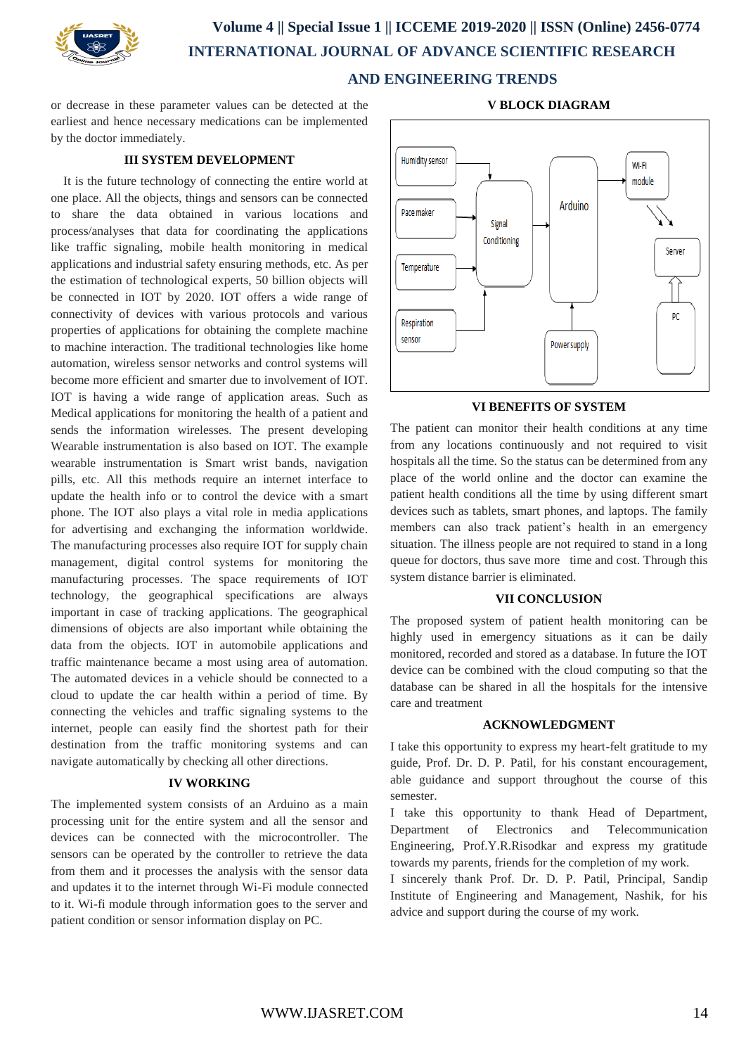or decrease in these parameter values can be detected at the earliest and hence necessary medications can be implemented by the doctor immediately.

## III SYSTEM DEVELOPMENT

It is the future technology of connecting the entire world at one place. All the objects, things and sensors can be connected to share the data obtained in various locations and process/analyses that data for coordinating the applications like traffic signaling, mobile health monitoring in medical applications and industrial safety ensuring methods, etc. As per the estimation of technological experts, 50 billion objects will be connected in IOT by 2020. IOT offers a wide range of connectivity of devices with various protocols and various properties of applications for obtaining the complete machine to machine interaction. The traditional technologies like home automation, wireless sensor networks and control systems will become more efficient and smarter due to involvement of IOT. IOT is having a wide range of application areas. Such as Medical applications for monitoring the health of a patient and sends the information wirelesses. The present developing Wearable instrumentation is also based on IOT. The example wearable instrumentation is Smart wrist bands, navigation pills, etc. All this methods require an internet interface to update the health info or to control the device with a smart phone. The IOT also plays a vital role in media applications for advertising and exchanging the information worldwide. The manufacturing processes also require IOT for supply chain management, digital control systems for monitoring the manufacturing processes. The space requirements of IOT technology, the geographical specifications are always important in case of tracking applications. The geographical dimensions of objects are also important while obtaining the data from the objects. IOT in automobile applications and traffic maintenance became a most using area of automation. The automated devices in a vehicle should be connected to a cloud to update the car health within a period of time. By connecting the vehicles and traffic signaling systems to the internet, people can easily find the shortest path for their destination from the traffic monitoring systems and can navigate automatically by checking all other directions.

## IV WORKING

The implemented system consists of an Arduino as a main processing unit for the entire system and all the sensor and devices can be connected with the microcontroller. The sensors can be operated by the controller to retrieve the data from them and it processes the analysis with the sensor data and updates it to the internet through Wi-Fi module connected to it. Wi-fi module through information goes to the server and patient condition or sensor information display on PC.

## V BLOCK DIAGRAM

Humidity sensor, Pace maker, Temperature, Respiration sensor → Signal Conditioning → Arduino → Wi-Fi module → Server ⇔ PC; Power supply → Arduino

## VI BENEFITS OF SYSTEM

The patient can monitor their health conditions at any time from any locations continuously and not required to visit hospitals all the time. So the status can be determined from any place of the world online and the doctor can examine the patient health conditions all the time by using different smart devices such as tablets, smart phones, and laptops. The family members can also track patient's health in an emergency situation. The illness people are not required to stand in a long queue for doctors, thus save more time and cost. Through this system distance barrier is eliminated.

## VII CONCLUSION

The proposed system of patient health monitoring can be highly used in emergency situations as it can be daily monitored, recorded and stored as a database. In future the IOT device can be combined with the cloud computing so that the database can be shared in all the hospitals for the intensive care and treatment

## ACKNOWLEDGMENT

I take this opportunity to express my heart-felt gratitude to my guide, Prof. Dr. D. P. Patil, for his constant encouragement, able guidance and support throughout the course of this semester.

I take this opportunity to thank Head of Department, Department of Electronics and Telecommunication Engineering, Prof.Y.R.Risodkar and express my gratitude towards my parents, friends for the completion of my work.

I sincerely thank Prof. Dr. D. P. Patil, Principal, Sandip Institute of Engineering and Management, Nashik, for his advice and support during the course of my work.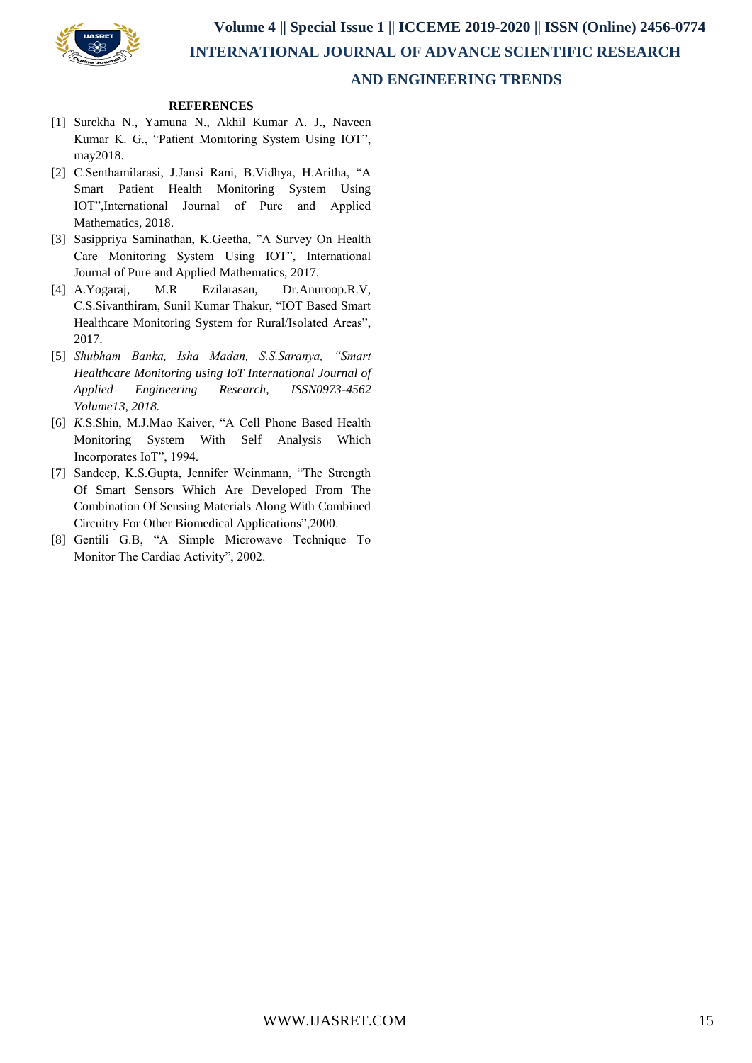## REFERENCES

[1] Surekha N., Yamuna N., Akhil Kumar A. J., Naveen Kumar K. G., "Patient Monitoring System Using IOT", may2018.

[2] C.Senthamilarasi, J.Jansi Rani, B.Vidhya, H.Aritha, "A Smart Patient Health Monitoring System Using IOT",International Journal of Pure and Applied Mathematics, 2018.

[3] Sasippriya Saminathan, K.Geetha, "A Survey On Health Care Monitoring System Using IOT", International Journal of Pure and Applied Mathematics, 2017.

[4] A.Yogaraj, M.R Ezilarasan, Dr.Anuroop.R.V, C.S.Sivanthiram, Sunil Kumar Thakur, "IOT Based Smart Healthcare Monitoring System for Rural/Isolated Areas", 2017.

[5] *Shubham Banka, Isha Madan, S.S.Saranya, "Smart Healthcare Monitoring using IoT International Journal of Applied Engineering Research, ISSN0973-4562 Volume13, 2018.*

[6] *K*.S.Shin, M.J.Mao Kaiver, "A Cell Phone Based Health Monitoring System With Self Analysis Which Incorporates IoT", 1994.

[7] Sandeep, K.S.Gupta, Jennifer Weinmann, "The Strength Of Smart Sensors Which Are Developed From The Combination Of Sensing Materials Along With Combined Circuitry For Other Biomedical Applications",2000.

[8] Gentili G.B, "A Simple Microwave Technique To Monitor The Cardiac Activity", 2002.